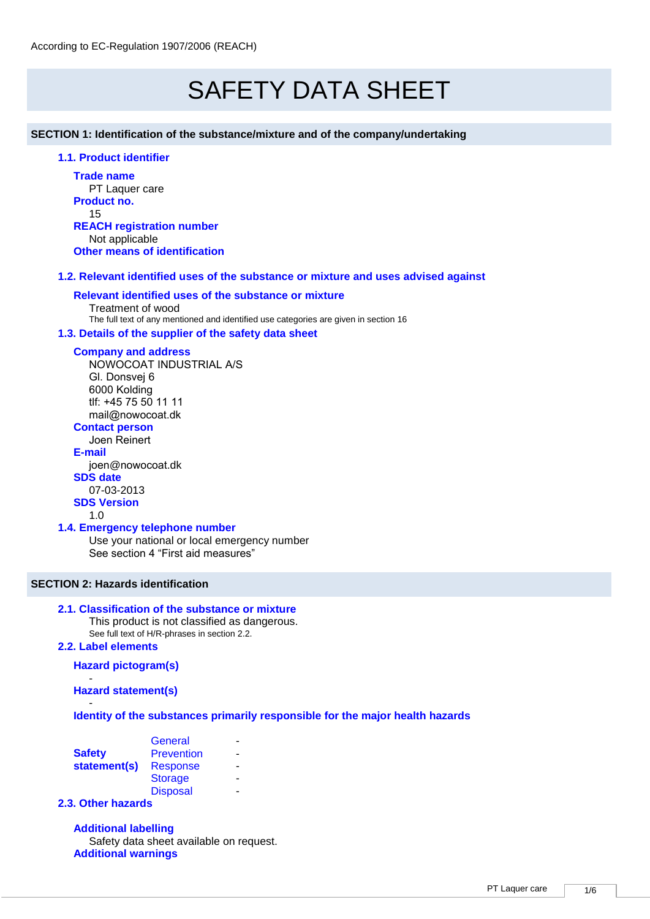According to EC-Regulation 1907/2006 (REACH)

# SAFETY DATA SHEET

## SECTION 1: Identification of the substance/mixture and of the company/undertaking

### 1.1. Product identifier

**Trade name**
PT Laquer care

**Product no.**
15

**REACH registration number**
Not applicable

**Other means of identification**

### 1.2. Relevant identified uses of the substance or mixture and uses advised against

**Relevant identified uses of the substance or mixture**
Treatment of wood
The full text of any mentioned and identified use categories are given in section 16

### 1.3. Details of the supplier of the safety data sheet

**Company and address**
NOWOCOAT INDUSTRIAL A/S
Gl. Donsvej 6
6000 Kolding
tlf: +45 75 50 11 11
mail@nowocoat.dk

**Contact person**
Joen Reinert

**E-mail**
joen@nowocoat.dk

**SDS date**
07-03-2013

**SDS Version**
1.0

### 1.4. Emergency telephone number

Use your national or local emergency number
See section 4 “First aid measures”

## SECTION 2: Hazards identification

### 2.1. Classification of the substance or mixture

This product is not classified as dangerous.
See full text of H/R-phrases in section 2.2.

### 2.2. Label elements

**Hazard pictogram(s)**
-

**Hazard statement(s)**
-

**Identity of the substances primarily responsible for the major health hazards**

| | | |
|---|---|---|
| **Safety statement(s)** | General | - |
| | Prevention | - |
| | Response | - |
| | Storage | - |
| | Disposal | - |

### 2.3. Other hazards

**Additional labelling**
Safety data sheet available on request.

**Additional warnings**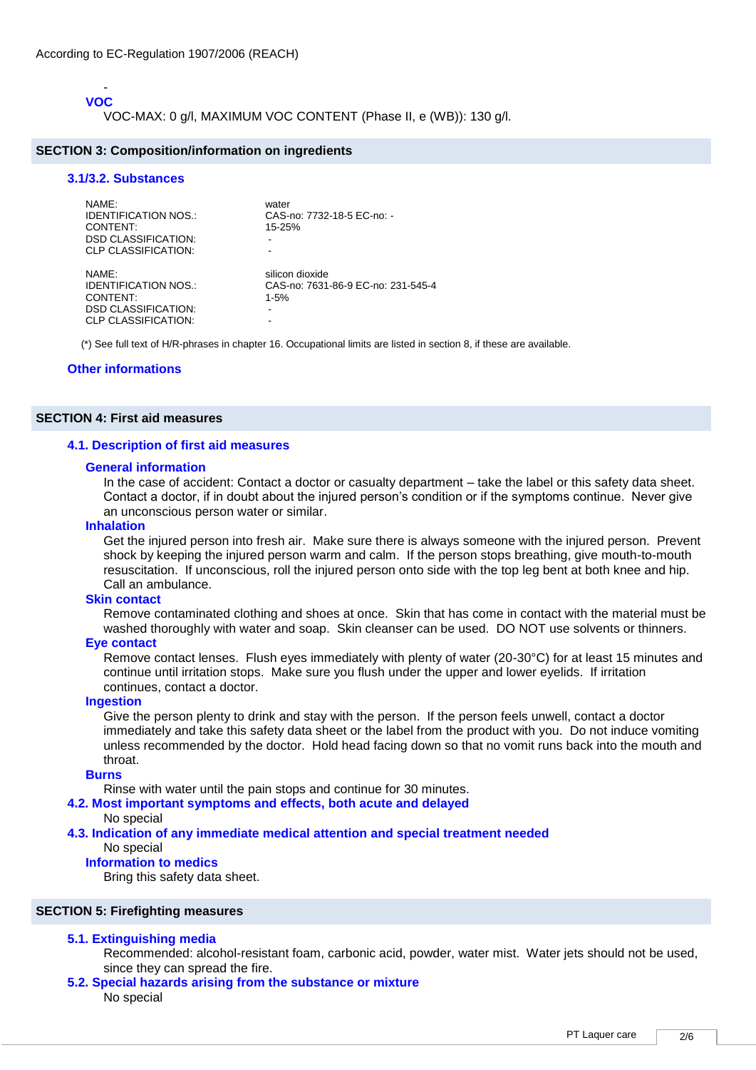-

**VOC**

VOC-MAX: 0 g/l, MAXIMUM VOC CONTENT (Phase II, e (WB)): 130 g/l.

## SECTION 3: Composition/information on ingredients

### 3.1/3.2. Substances

| | |
|---|---|
| NAME: | water |
| IDENTIFICATION NOS.: | CAS-no: 7732-18-5 EC-no: - |
| CONTENT: | 15-25% |
| DSD CLASSIFICATION: | - |
| CLP CLASSIFICATION: | - |

| | |
|---|---|
| NAME: | silicon dioxide |
| IDENTIFICATION NOS.: | CAS-no: 7631-86-9 EC-no: 231-545-4 |
| CONTENT: | 1-5% |
| DSD CLASSIFICATION: | - |
| CLP CLASSIFICATION: | - |

(*) See full text of H/R-phrases in chapter 16. Occupational limits are listed in section 8, if these are available.

### Other informations

## SECTION 4: First aid measures

### 4.1. Description of first aid measures

**General information**

In the case of accident: Contact a doctor or casualty department – take the label or this safety data sheet. Contact a doctor, if in doubt about the injured person's condition or if the symptoms continue. Never give an unconscious person water or similar.

**Inhalation**

Get the injured person into fresh air. Make sure there is always someone with the injured person. Prevent shock by keeping the injured person warm and calm. If the person stops breathing, give mouth-to-mouth resuscitation. If unconscious, roll the injured person onto side with the top leg bent at both knee and hip. Call an ambulance.

**Skin contact**

Remove contaminated clothing and shoes at once. Skin that has come in contact with the material must be washed thoroughly with water and soap. Skin cleanser can be used. DO NOT use solvents or thinners.

**Eye contact**

Remove contact lenses. Flush eyes immediately with plenty of water (20-30°C) for at least 15 minutes and continue until irritation stops. Make sure you flush under the upper and lower eyelids. If irritation continues, contact a doctor.

**Ingestion**

Give the person plenty to drink and stay with the person. If the person feels unwell, contact a doctor immediately and take this safety data sheet or the label from the product with you. Do not induce vomiting unless recommended by the doctor. Hold head facing down so that no vomit runs back into the mouth and throat.

**Burns**

Rinse with water until the pain stops and continue for 30 minutes.

### 4.2. Most important symptoms and effects, both acute and delayed

No special

### 4.3. Indication of any immediate medical attention and special treatment needed

No special

**Information to medics**

Bring this safety data sheet.

## SECTION 5: Firefighting measures

### 5.1. Extinguishing media

Recommended: alcohol-resistant foam, carbonic acid, powder, water mist. Water jets should not be used, since they can spread the fire.

### 5.2. Special hazards arising from the substance or mixture

No special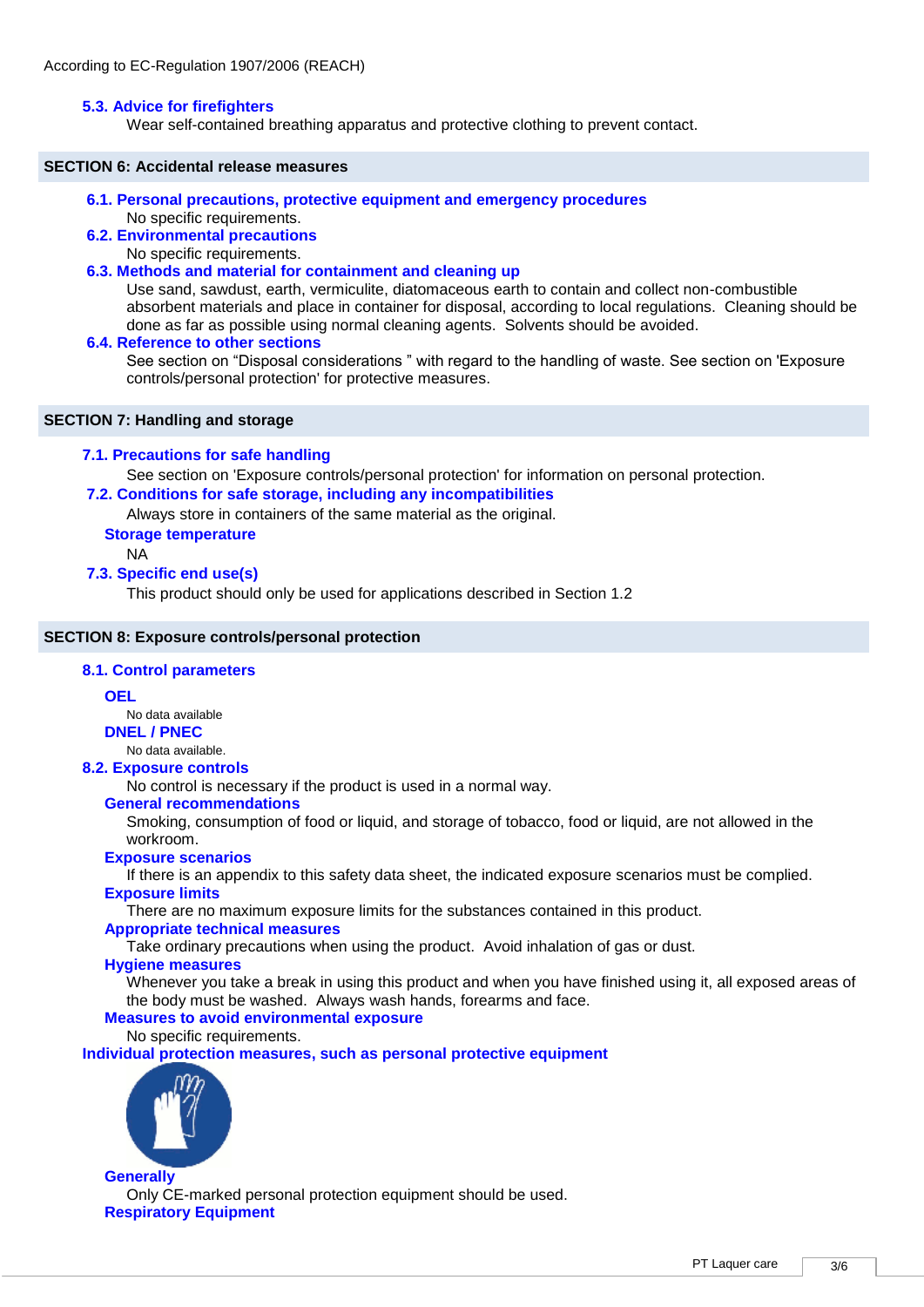According to EC-Regulation 1907/2006 (REACH)

### 5.3. Advice for firefighters

Wear self-contained breathing apparatus and protective clothing to prevent contact.

## SECTION 6: Accidental release measures

### 6.1. Personal precautions, protective equipment and emergency procedures

No specific requirements.

### 6.2. Environmental precautions

No specific requirements.

### 6.3. Methods and material for containment and cleaning up

Use sand, sawdust, earth, vermiculite, diatomaceous earth to contain and collect non-combustible absorbent materials and place in container for disposal, according to local regulations. Cleaning should be done as far as possible using normal cleaning agents. Solvents should be avoided.

### 6.4. Reference to other sections

See section on “Disposal considerations ” with regard to the handling of waste. See section on 'Exposure controls/personal protection' for protective measures.

## SECTION 7: Handling and storage

### 7.1. Precautions for safe handling

See section on 'Exposure controls/personal protection' for information on personal protection.

### 7.2. Conditions for safe storage, including any incompatibilities

Always store in containers of the same material as the original.

#### Storage temperature

NA

### 7.3. Specific end use(s)

This product should only be used for applications described in Section 1.2

## SECTION 8: Exposure controls/personal protection

### 8.1. Control parameters

#### OEL

No data available

#### DNEL / PNEC

No data available.

### 8.2. Exposure controls

No control is necessary if the product is used in a normal way.

#### General recommendations

Smoking, consumption of food or liquid, and storage of tobacco, food or liquid, are not allowed in the workroom.

#### Exposure scenarios

If there is an appendix to this safety data sheet, the indicated exposure scenarios must be complied.

#### Exposure limits

There are no maximum exposure limits for the substances contained in this product.

#### Appropriate technical measures

Take ordinary precautions when using the product. Avoid inhalation of gas or dust.

#### Hygiene measures

Whenever you take a break in using this product and when you have finished using it, all exposed areas of the body must be washed. Always wash hands, forearms and face.

#### Measures to avoid environmental exposure

No specific requirements.

### Individual protection measures, such as personal protective equipment

#### Generally

Only CE-marked personal protection equipment should be used.

#### Respiratory Equipment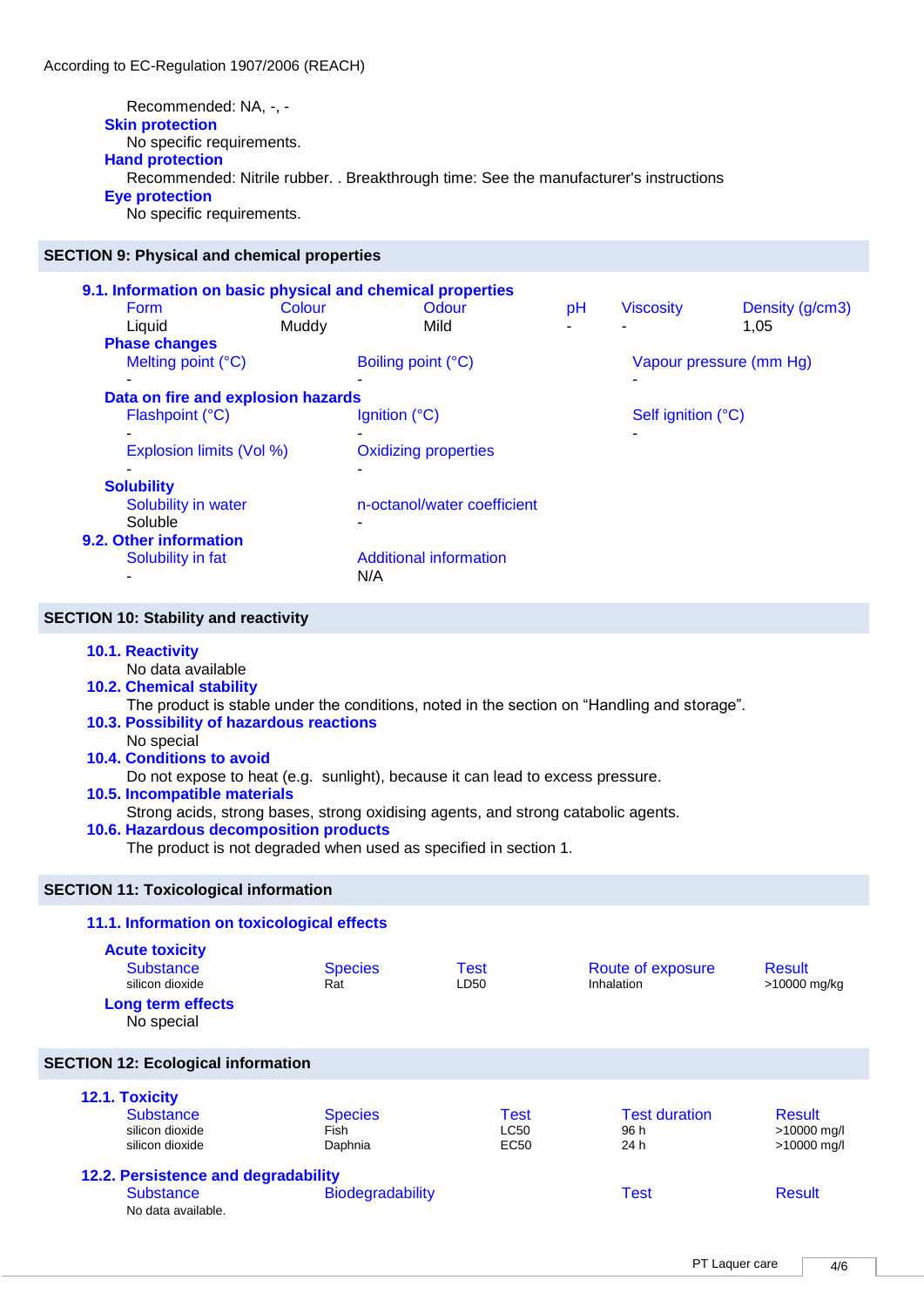Recommended: NA, -, -

**Skin protection**

No specific requirements.

**Hand protection**

Recommended: Nitrile rubber. . Breakthrough time: See the manufacturer's instructions

**Eye protection**

No specific requirements.

## SECTION 9: Physical and chemical properties

### 9.1. Information on basic physical and chemical properties

| Form | Colour | Odour | pH | Viscosity | Density (g/cm3) |
|---|---|---|---|---|---|
| Liquid | Muddy | Mild | - | - | 1,05 |

**Phase changes**

| Melting point (°C) | Boiling point (°C) | Vapour pressure (mm Hg) |
|---|---|---|
| - | - | - |

**Data on fire and explosion hazards**

| Flashpoint (°C) | Ignition (°C) | Self ignition (°C) |
|---|---|---|
| - | - | - |

| Explosion limits (Vol %) | Oxidizing properties |
|---|---|
| - | - |

**Solubility**

| Solubility in water | n-octanol/water coefficient |
|---|---|
| Soluble | - |

### 9.2. Other information

| Solubility in fat | Additional information |
|---|---|
| - | N/A |

## SECTION 10: Stability and reactivity

### 10.1. Reactivity

No data available

### 10.2. Chemical stability

The product is stable under the conditions, noted in the section on “Handling and storage”.

### 10.3. Possibility of hazardous reactions

No special

### 10.4. Conditions to avoid

Do not expose to heat (e.g. sunlight), because it can lead to excess pressure.

### 10.5. Incompatible materials

Strong acids, strong bases, strong oxidising agents, and strong catabolic agents.

### 10.6. Hazardous decomposition products

The product is not degraded when used as specified in section 1.

## SECTION 11: Toxicological information

### 11.1. Information on toxicological effects

**Acute toxicity**

| Substance | Species | Test | Route of exposure | Result |
|---|---|---|---|---|
| silicon dioxide | Rat | LD50 | Inhalation | >10000 mg/kg |

**Long term effects**

No special

## SECTION 12: Ecological information

### 12.1. Toxicity

| Substance | Species | Test | Test duration | Result |
|---|---|---|---|---|
| silicon dioxide | Fish | LC50 | 96 h | >10000 mg/l |
| silicon dioxide | Daphnia | EC50 | 24 h | >10000 mg/l |

### 12.2. Persistence and degradability

| Substance | Biodegradability | Test | Result |
|---|---|---|---|
| No data available. | | | |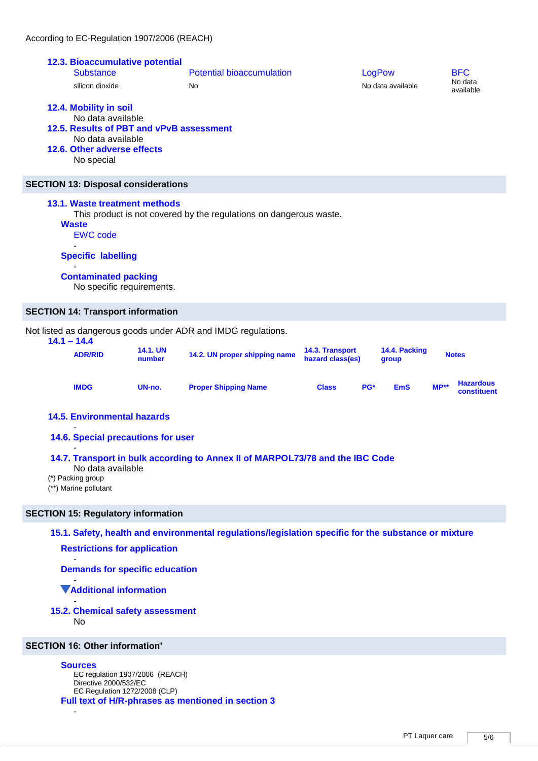According to EC-Regulation 1907/2006 (REACH)

### 12.3. Bioaccumulative potential

| Substance | Potential bioaccumulation | LogPow | BFC |
| --- | --- | --- | --- |
| silicon dioxide | No | No data available | No data available |

### 12.4. Mobility in soil

No data available

### 12.5. Results of PBT and vPvB assessment

No data available

### 12.6. Other adverse effects

No special

## SECTION 13: Disposal considerations

### 13.1. Waste treatment methods

This product is not covered by the regulations on dangerous waste.

**Waste**

EWC code

-

**Specific labelling**

-

**Contaminated packing**

No specific requirements.

## SECTION 14: Transport information

Not listed as dangerous goods under ADR and IMDG regulations.

### 14.1 – 14.4

| ADR/RID | 14.1. UN number | 14.2. UN proper shipping name | 14.3. Transport hazard class(es) | 14.4. Packing group | Notes |
| --- | --- | --- | --- | --- | --- |

| IMDG | UN-no. | Proper Shipping Name | Class | PG* | EmS | MP** | Hazardous constituent |
| --- | --- | --- | --- | --- | --- | --- | --- |

### 14.5. Environmental hazards

-

### 14.6. Special precautions for user

-

### 14.7. Transport in bulk according to Annex II of MARPOL73/78 and the IBC Code

No data available

(*) Packing group

(**) Marine pollutant

## SECTION 15: Regulatory information

### 15.1. Safety, health and environmental regulations/legislation specific for the substance or mixture

**Restrictions for application**

-

**Demands for specific education**

-

**Additional information**

-

### 15.2. Chemical safety assessment

No

## SECTION 16: Other information'

**Sources**

EC regulation 1907/2006 (REACH)
Directive 2000/532/EC
EC Regulation 1272/2008 (CLP)

**Full text of H/R-phrases as mentioned in section 3**

-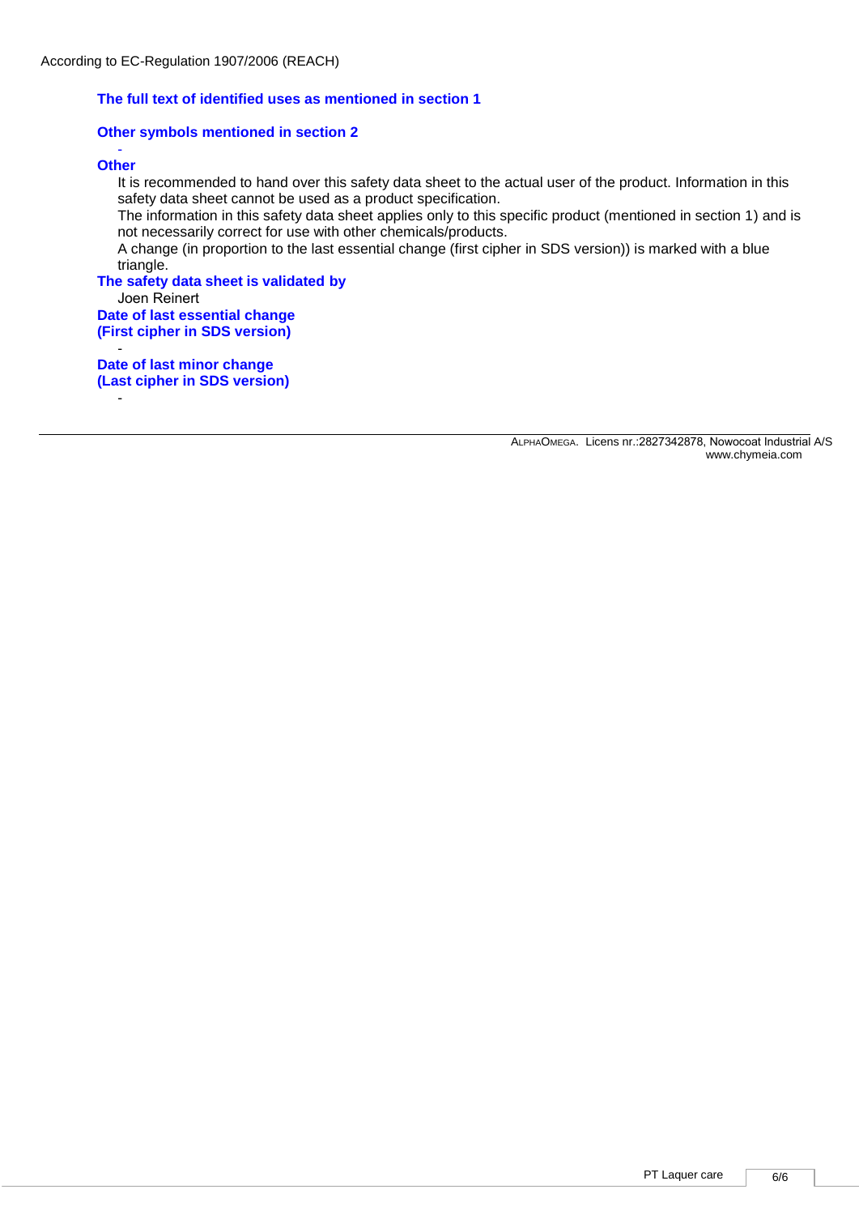### The full text of identified uses as mentioned in section 1

### Other symbols mentioned in section 2

-

### Other

It is recommended to hand over this safety data sheet to the actual user of the product. Information in this safety data sheet cannot be used as a product specification.

The information in this safety data sheet applies only to this specific product (mentioned in section 1) and is not necessarily correct for use with other chemicals/products.

A change (in proportion to the last essential change (first cipher in SDS version)) is marked with a blue triangle.

### The safety data sheet is validated by

Joen Reinert

### Date of last essential change
### (First cipher in SDS version)

-

### Date of last minor change
### (Last cipher in SDS version)

-